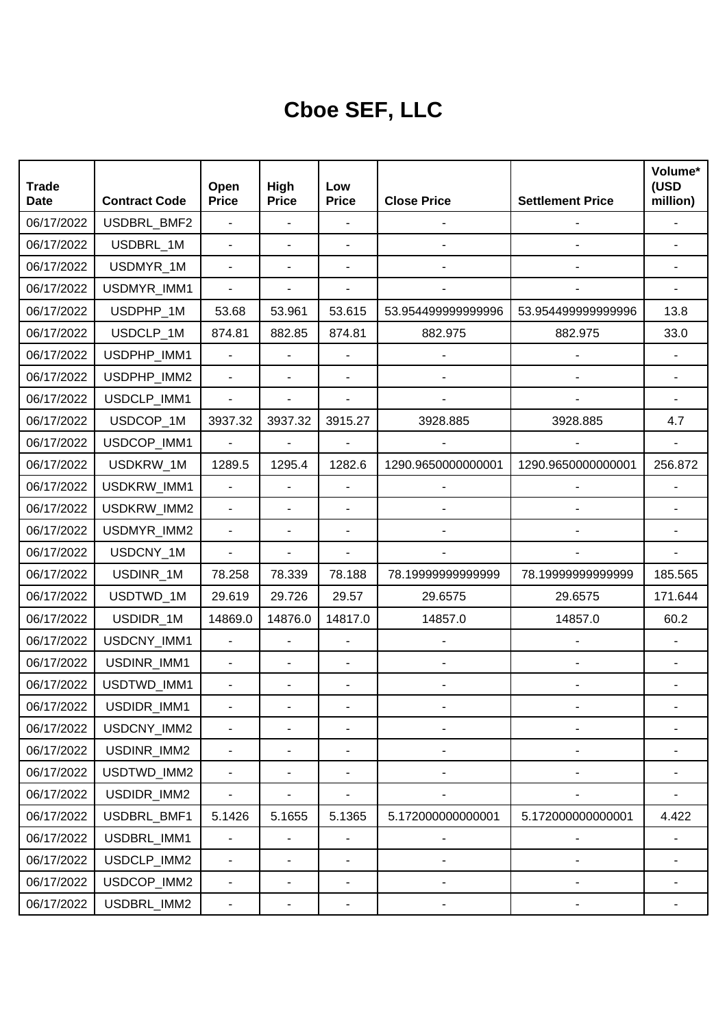# Cboe SEF, LLC

| Trade Date | Contract Code | Open Price | High Price | Low Price | Close Price | Settlement Price | Volume* (USD million) |
|---|---|---|---|---|---|---|---|
| 06/17/2022 | USDBRL_BMF2 | - | - | - | - | - | - |
| 06/17/2022 | USDBRL_1M | - | - | - | - | - | - |
| 06/17/2022 | USDMYR_1M | - | - | - | - | - | - |
| 06/17/2022 | USDMYR_IMM1 | - | - | - | - | - | - |
| 06/17/2022 | USDPHP_1M | 53.68 | 53.961 | 53.615 | 53.954499999999996 | 53.954499999999996 | 13.8 |
| 06/17/2022 | USDCLP_1M | 874.81 | 882.85 | 874.81 | 882.975 | 882.975 | 33.0 |
| 06/17/2022 | USDPHP_IMM1 | - | - | - | - | - | - |
| 06/17/2022 | USDPHP_IMM2 | - | - | - | - | - | - |
| 06/17/2022 | USDCLP_IMM1 | - | - | - | - | - | - |
| 06/17/2022 | USDCOP_1M | 3937.32 | 3937.32 | 3915.27 | 3928.885 | 3928.885 | 4.7 |
| 06/17/2022 | USDCOP_IMM1 | - | - | - | - | - | - |
| 06/17/2022 | USDKRW_1M | 1289.5 | 1295.4 | 1282.6 | 1290.9650000000001 | 1290.9650000000001 | 256.872 |
| 06/17/2022 | USDKRW_IMM1 | - | - | - | - | - | - |
| 06/17/2022 | USDKRW_IMM2 | - | - | - | - | - | - |
| 06/17/2022 | USDMYR_IMM2 | - | - | - | - | - | - |
| 06/17/2022 | USDCNY_1M | - | - | - | - | - | - |
| 06/17/2022 | USDINR_1M | 78.258 | 78.339 | 78.188 | 78.19999999999999 | 78.19999999999999 | 185.565 |
| 06/17/2022 | USDTWD_1M | 29.619 | 29.726 | 29.57 | 29.6575 | 29.6575 | 171.644 |
| 06/17/2022 | USDIDR_1M | 14869.0 | 14876.0 | 14817.0 | 14857.0 | 14857.0 | 60.2 |
| 06/17/2022 | USDCNY_IMM1 | - | - | - | - | - | - |
| 06/17/2022 | USDINR_IMM1 | - | - | - | - | - | - |
| 06/17/2022 | USDTWD_IMM1 | - | - | - | - | - | - |
| 06/17/2022 | USDIDR_IMM1 | - | - | - | - | - | - |
| 06/17/2022 | USDCNY_IMM2 | - | - | - | - | - | - |
| 06/17/2022 | USDINR_IMM2 | - | - | - | - | - | - |
| 06/17/2022 | USDTWD_IMM2 | - | - | - | - | - | - |
| 06/17/2022 | USDIDR_IMM2 | - | - | - | - | - | - |
| 06/17/2022 | USDBRL_BMF1 | 5.1426 | 5.1655 | 5.1365 | 5.172000000000001 | 5.172000000000001 | 4.422 |
| 06/17/2022 | USDBRL_IMM1 | - | - | - | - | - | - |
| 06/17/2022 | USDCLP_IMM2 | - | - | - | - | - | - |
| 06/17/2022 | USDCOP_IMM2 | - | - | - | - | - | - |
| 06/17/2022 | USDBRL_IMM2 | - | - | - | - | - | - |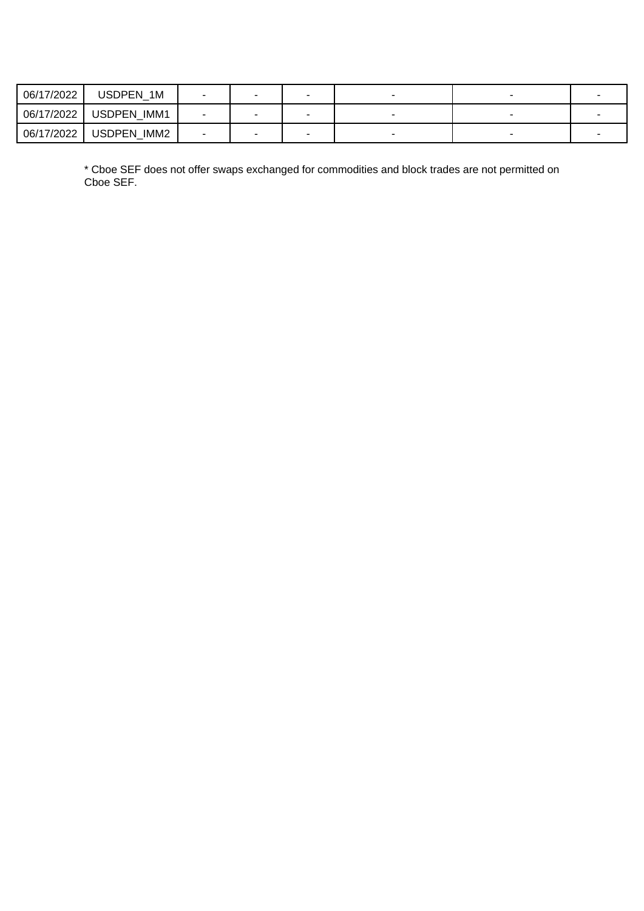| | | | | | | | |
|---|---|---|---|---|---|---|---|
| 06/17/2022 | USDPEN_1M | - | - | - | - | - | - |
| 06/17/2022 | USDPEN_IMM1 | - | - | - | - | - | - |
| 06/17/2022 | USDPEN_IMM2 | - | - | - | - | - | - |

* Cboe SEF does not offer swaps exchanged for commodities and block trades are not permitted on Cboe SEF.